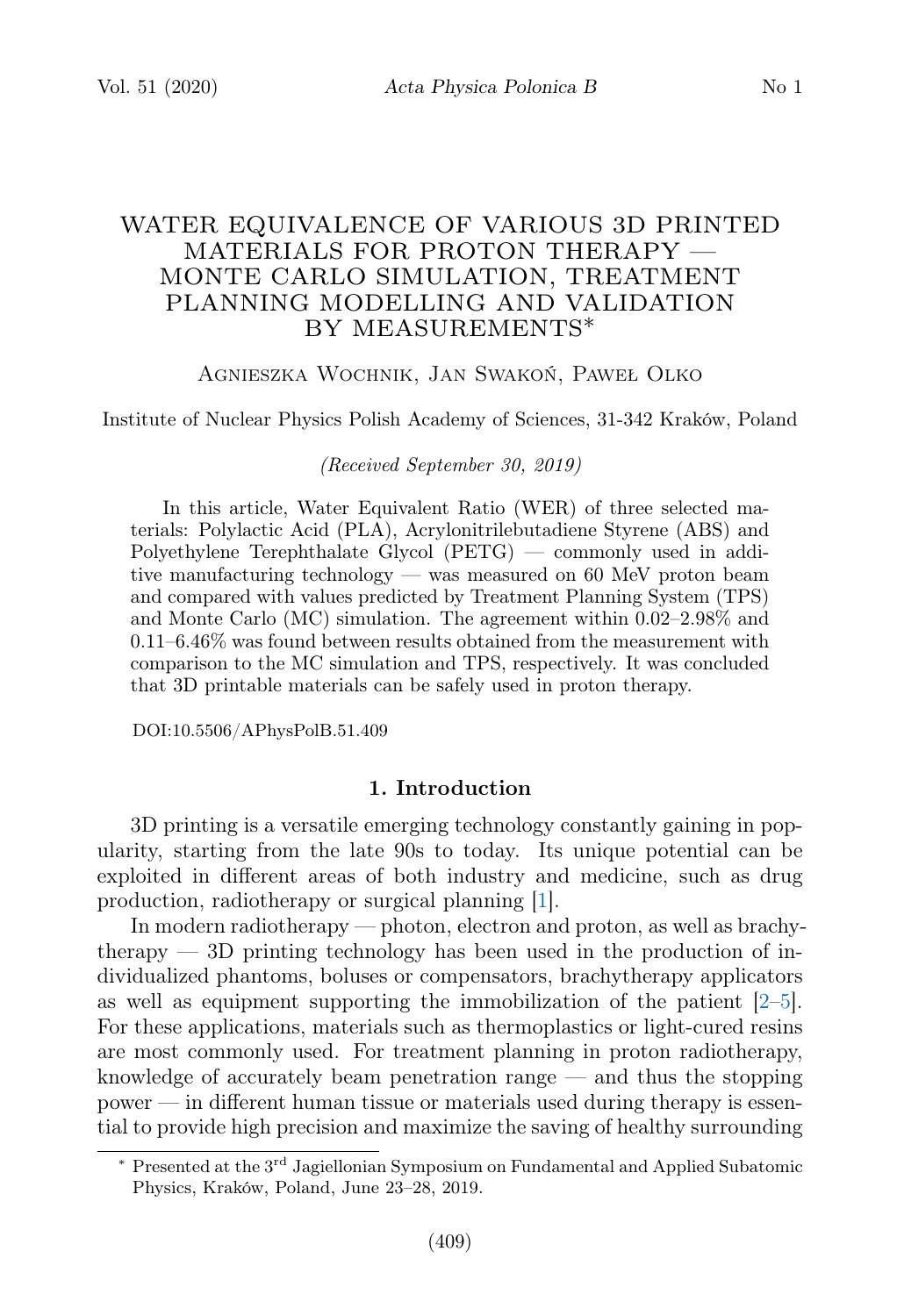# WATER EQUIVALENCE OF VARIOUS 3D PRINTED MATERIALS FOR PROTON THERAPY — MONTE CARLO SIMULATION, TREATMENT PLANNING MODELLING AND VALIDATION BY MEASUREMENTS*

Agnieszka Wochnik, Jan Swakoń, Paweł Olko

Institute of Nuclear Physics Polish Academy of Sciences, 31-342 Kraków, Poland

*(Received September 30, 2019)*

In this article, Water Equivalent Ratio (WER) of three selected materials: Polylactic Acid (PLA), Acrylonitrilebutadiene Styrene (ABS) and Polyethylene Terephthalate Glycol (PETG) — commonly used in additive manufacturing technology — was measured on 60 MeV proton beam and compared with values predicted by Treatment Planning System (TPS) and Monte Carlo (MC) simulation. The agreement within 0.02–2.98% and 0.11–6.46% was found between results obtained from the measurement with comparison to the MC simulation and TPS, respectively. It was concluded that 3D printable materials can be safely used in proton therapy.

DOI:10.5506/APhysPolB.51.409

## 1. Introduction

3D printing is a versatile emerging technology constantly gaining in popularity, starting from the late 90s to today. Its unique potential can be exploited in different areas of both industry and medicine, such as drug production, radiotherapy or surgical planning [1].

In modern radiotherapy — photon, electron and proton, as well as brachytherapy — 3D printing technology has been used in the production of individualized phantoms, boluses or compensators, brachytherapy applicators as well as equipment supporting the immobilization of the patient [2–5]. For these applications, materials such as thermoplastics or light-cured resins are most commonly used. For treatment planning in proton radiotherapy, knowledge of accurately beam penetration range — and thus the stopping power — in different human tissue or materials used during therapy is essential to provide high precision and maximize the saving of healthy surrounding

* Presented at the 3rd Jagiellonian Symposium on Fundamental and Applied Subatomic Physics, Kraków, Poland, June 23–28, 2019.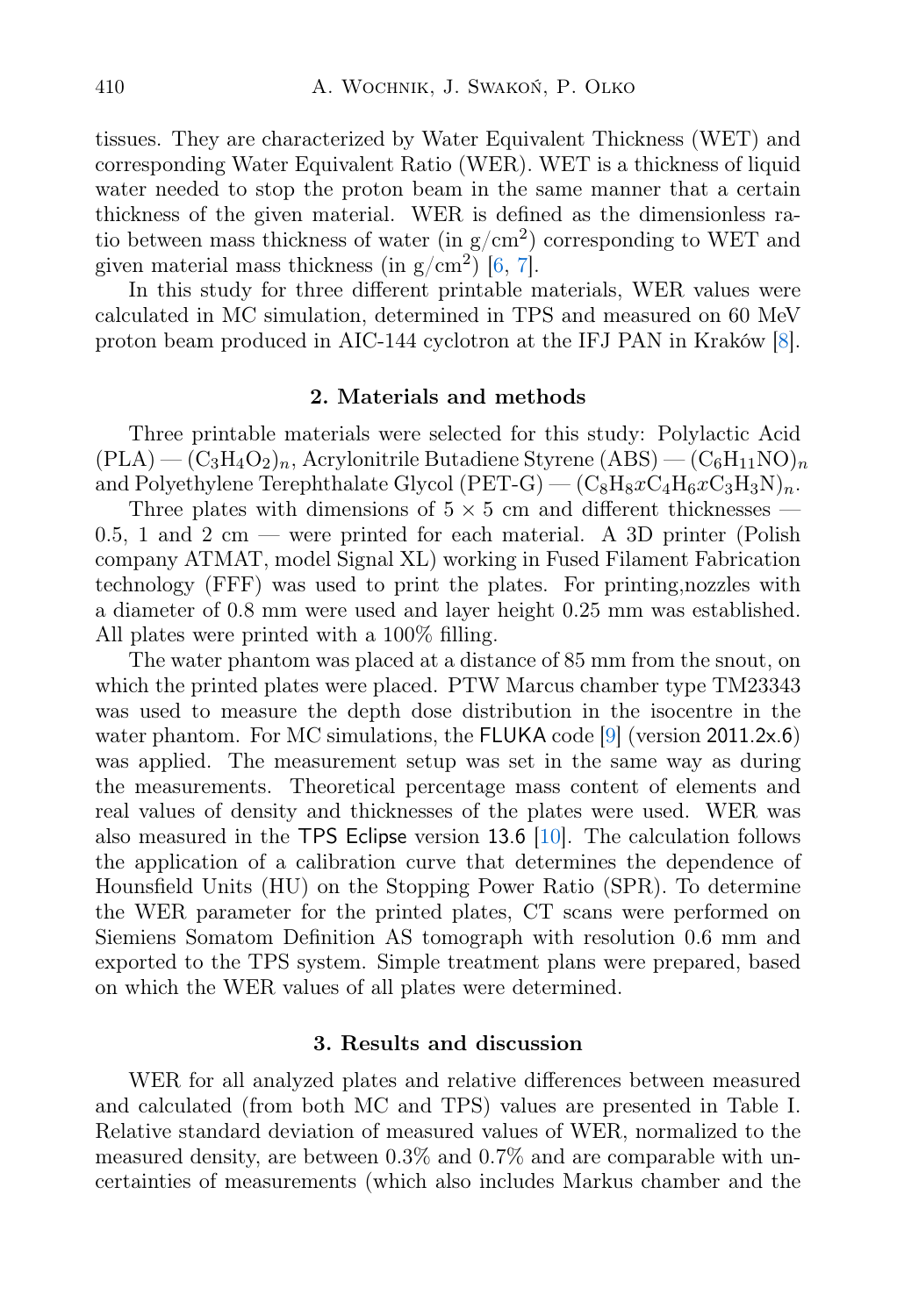tissues. They are characterized by Water Equivalent Thickness (WET) and corresponding Water Equivalent Ratio (WER). WET is a thickness of liquid water needed to stop the proton beam in the same manner that a certain thickness of the given material. WER is defined as the dimensionless ratio between mass thickness of water (in g/cm$^2$) corresponding to WET and given material mass thickness (in g/cm$^2$) [6, 7].

In this study for three different printable materials, WER values were calculated in MC simulation, determined in TPS and measured on 60 MeV proton beam produced in AIC-144 cyclotron at the IFJ PAN in Kraków [8].

## 2. Materials and methods

Three printable materials were selected for this study: Polylactic Acid (PLA) — $(C_3H_4O_2)_n$, Acrylonitrile Butadiene Styrene (ABS) — $(C_6H_{11}NO)_n$ and Polyethylene Terephthalate Glycol (PET-G) — $(C_8H_8xC_4H_6xC_3H_3N)_n$.

Three plates with dimensions of $5 \times 5$ cm and different thicknesses — 0.5, 1 and 2 cm — were printed for each material. A 3D printer (Polish company ATMAT, model Signal XL) working in Fused Filament Fabrication technology (FFF) was used to print the plates. For printing,nozzles with a diameter of 0.8 mm were used and layer height 0.25 mm was established. All plates were printed with a 100% filling.

The water phantom was placed at a distance of 85 mm from the snout, on which the printed plates were placed. PTW Marcus chamber type TM23343 was used to measure the depth dose distribution in the isocentre in the water phantom. For MC simulations, the FLUKA code [9] (version 2011.2x.6) was applied. The measurement setup was set in the same way as during the measurements. Theoretical percentage mass content of elements and real values of density and thicknesses of the plates were used. WER was also measured in the TPS Eclipse version 13.6 [10]. The calculation follows the application of a calibration curve that determines the dependence of Hounsfield Units (HU) on the Stopping Power Ratio (SPR). To determine the WER parameter for the printed plates, CT scans were performed on Siemiens Somatom Definition AS tomograph with resolution 0.6 mm and exported to the TPS system. Simple treatment plans were prepared, based on which the WER values of all plates were determined.

## 3. Results and discussion

WER for all analyzed plates and relative differences between measured and calculated (from both MC and TPS) values are presented in Table I. Relative standard deviation of measured values of WER, normalized to the measured density, are between 0.3% and 0.7% and are comparable with uncertainties of measurements (which also includes Markus chamber and the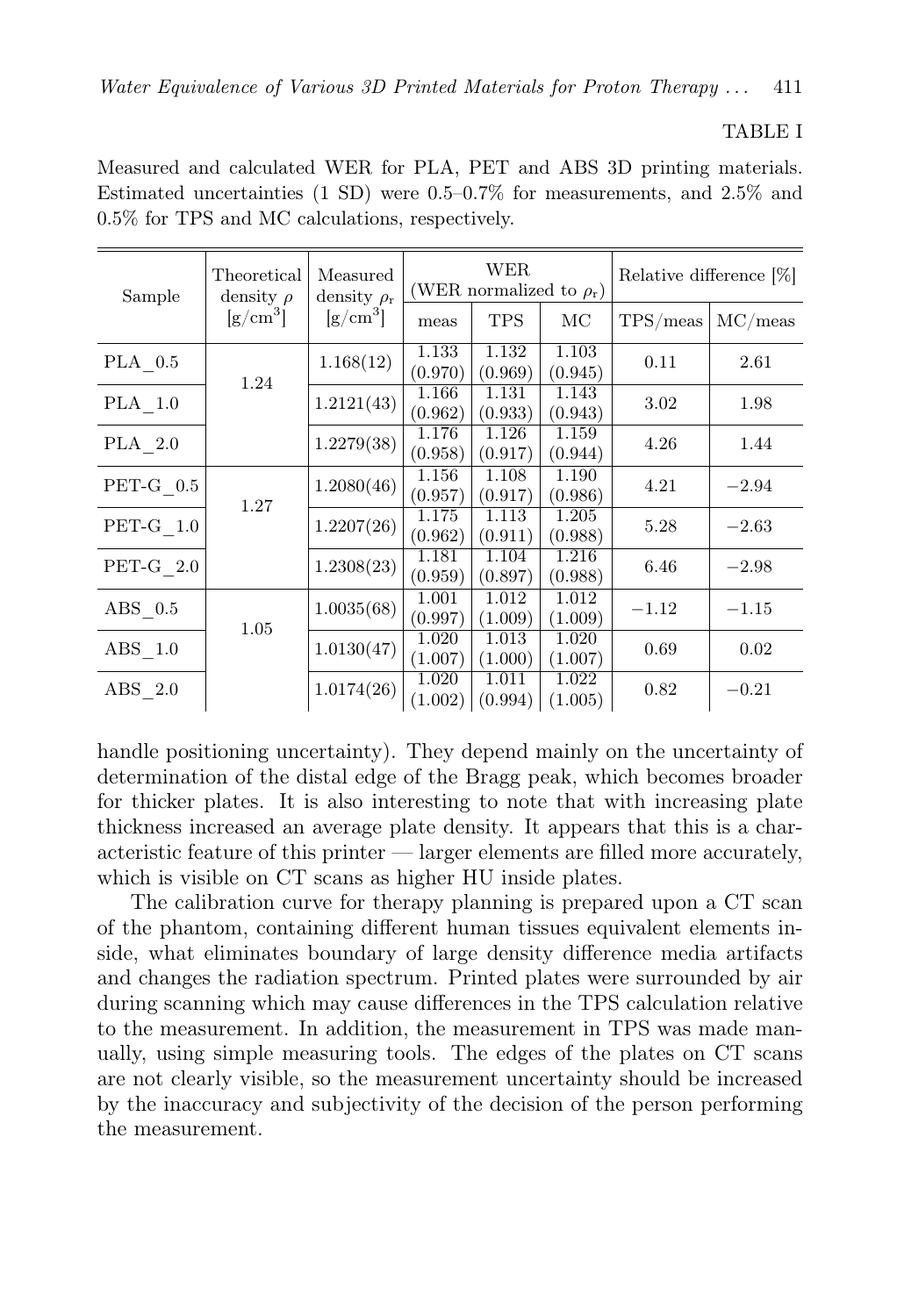TABLE I

Measured and calculated WER for PLA, PET and ABS 3D printing materials. Estimated uncertainties (1 SD) were 0.5–0.7% for measurements, and 2.5% and 0.5% for TPS and MC calculations, respectively.

| Sample | Theoretical density $\rho$ [g/cm$^3$] | Measured density $\rho_r$ [g/cm$^3$] | WER (WER normalized to $\rho_r$) | | | Relative difference [%] | |
|---|---|---|---|---|---|---|---|
| | | | meas | TPS | MC | TPS/meas | MC/meas |
| PLA_0.5 | 1.24 | 1.168(12) | 1.133 (0.970) | 1.132 (0.969) | 1.103 (0.945) | 0.11 | 2.61 |
| PLA_1.0 | | 1.2121(43) | 1.166 (0.962) | 1.131 (0.933) | 1.143 (0.943) | 3.02 | 1.98 |
| PLA_2.0 | | 1.2279(38) | 1.176 (0.958) | 1.126 (0.917) | 1.159 (0.944) | 4.26 | 1.44 |
| PET-G_0.5 | 1.27 | 1.2080(46) | 1.156 (0.957) | 1.108 (0.917) | 1.190 (0.986) | 4.21 | −2.94 |
| PET-G_1.0 | | 1.2207(26) | 1.175 (0.962) | 1.113 (0.911) | 1.205 (0.988) | 5.28 | −2.63 |
| PET-G_2.0 | | 1.2308(23) | 1.181 (0.959) | 1.104 (0.897) | 1.216 (0.988) | 6.46 | −2.98 |
| ABS_0.5 | 1.05 | 1.0035(68) | 1.001 (0.997) | 1.012 (1.009) | 1.012 (1.009) | −1.12 | −1.15 |
| ABS_1.0 | | 1.0130(47) | 1.020 (1.007) | 1.013 (1.000) | 1.020 (1.007) | 0.69 | 0.02 |
| ABS_2.0 | | 1.0174(26) | 1.020 (1.002) | 1.011 (0.994) | 1.022 (1.005) | 0.82 | −0.21 |

handle positioning uncertainty). They depend mainly on the uncertainty of determination of the distal edge of the Bragg peak, which becomes broader for thicker plates. It is also interesting to note that with increasing plate thickness increased an average plate density. It appears that this is a characteristic feature of this printer — larger elements are filled more accurately, which is visible on CT scans as higher HU inside plates.

The calibration curve for therapy planning is prepared upon a CT scan of the phantom, containing different human tissues equivalent elements inside, what eliminates boundary of large density difference media artifacts and changes the radiation spectrum. Printed plates were surrounded by air during scanning which may cause differences in the TPS calculation relative to the measurement. In addition, the measurement in TPS was made manually, using simple measuring tools. The edges of the plates on CT scans are not clearly visible, so the measurement uncertainty should be increased by the inaccuracy and subjectivity of the decision of the person performing the measurement.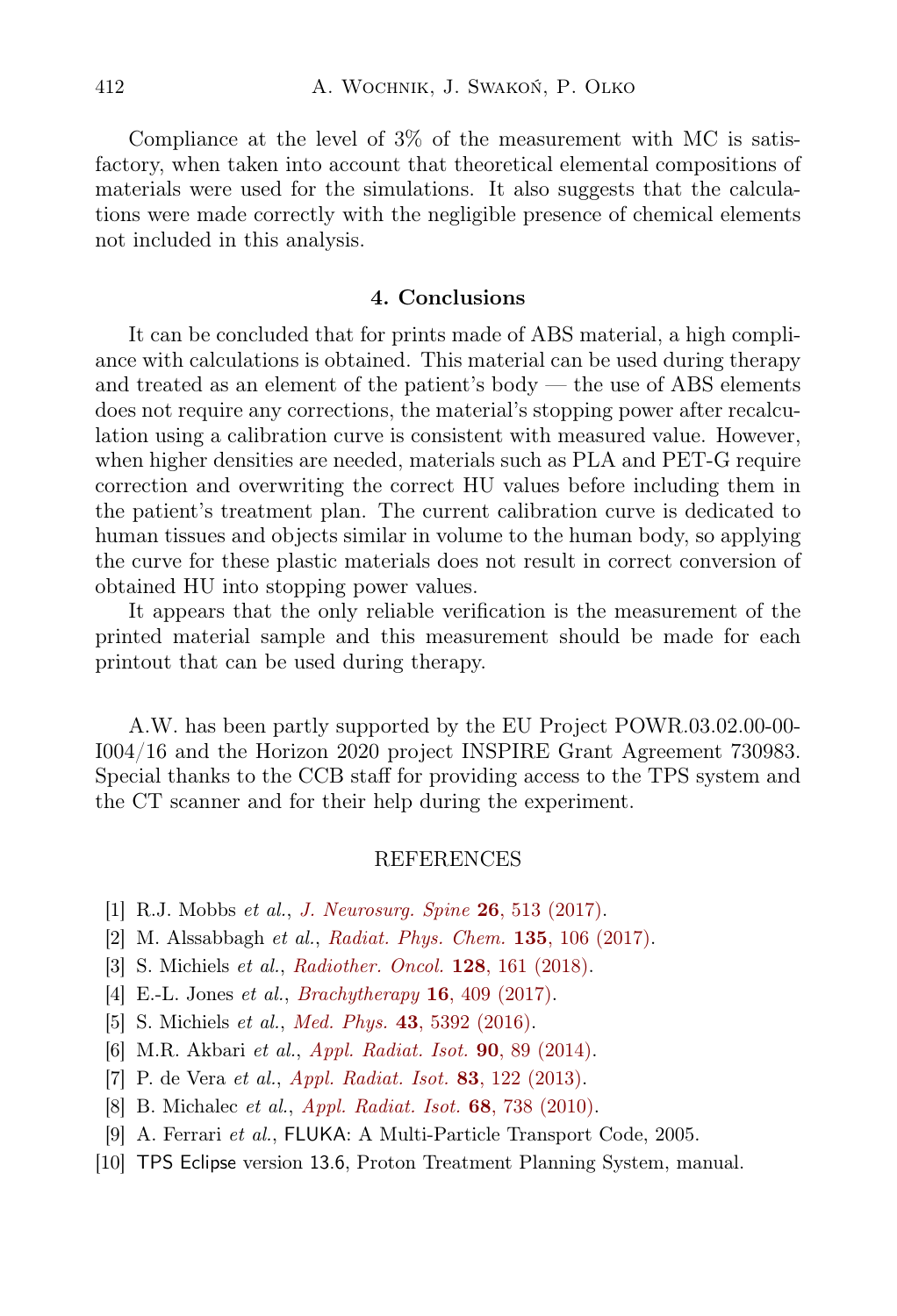Compliance at the level of 3% of the measurement with MC is satisfactory, when taken into account that theoretical elemental compositions of materials were used for the simulations. It also suggests that the calculations were made correctly with the negligible presence of chemical elements not included in this analysis.

## 4. Conclusions

It can be concluded that for prints made of ABS material, a high compliance with calculations is obtained. This material can be used during therapy and treated as an element of the patient's body — the use of ABS elements does not require any corrections, the material's stopping power after recalculation using a calibration curve is consistent with measured value. However, when higher densities are needed, materials such as PLA and PET-G require correction and overwriting the correct HU values before including them in the patient's treatment plan. The current calibration curve is dedicated to human tissues and objects similar in volume to the human body, so applying the curve for these plastic materials does not result in correct conversion of obtained HU into stopping power values.

It appears that the only reliable verification is the measurement of the printed material sample and this measurement should be made for each printout that can be used during therapy.

A.W. has been partly supported by the EU Project POWR.03.02.00-00-I004/16 and the Horizon 2020 project INSPIRE Grant Agreement 730983. Special thanks to the CCB staff for providing access to the TPS system and the CT scanner and for their help during the experiment.

## REFERENCES

[1] R.J. Mobbs *et al.*, *J. Neurosurg. Spine* **26**, 513 (2017).

[2] M. Alssabbagh *et al.*, *Radiat. Phys. Chem.* **135**, 106 (2017).

[3] S. Michiels *et al.*, *Radiother. Oncol.* **128**, 161 (2018).

[4] E.-L. Jones *et al.*, *Brachytherapy* **16**, 409 (2017).

[5] S. Michiels *et al.*, *Med. Phys.* **43**, 5392 (2016).

[6] M.R. Akbari *et al.*, *Appl. Radiat. Isot.* **90**, 89 (2014).

[7] P. de Vera *et al.*, *Appl. Radiat. Isot.* **83**, 122 (2013).

[8] B. Michalec *et al.*, *Appl. Radiat. Isot.* **68**, 738 (2010).

[9] A. Ferrari *et al.*, FLUKA: A Multi-Particle Transport Code, 2005.

[10] TPS Eclipse version 13.6, Proton Treatment Planning System, manual.